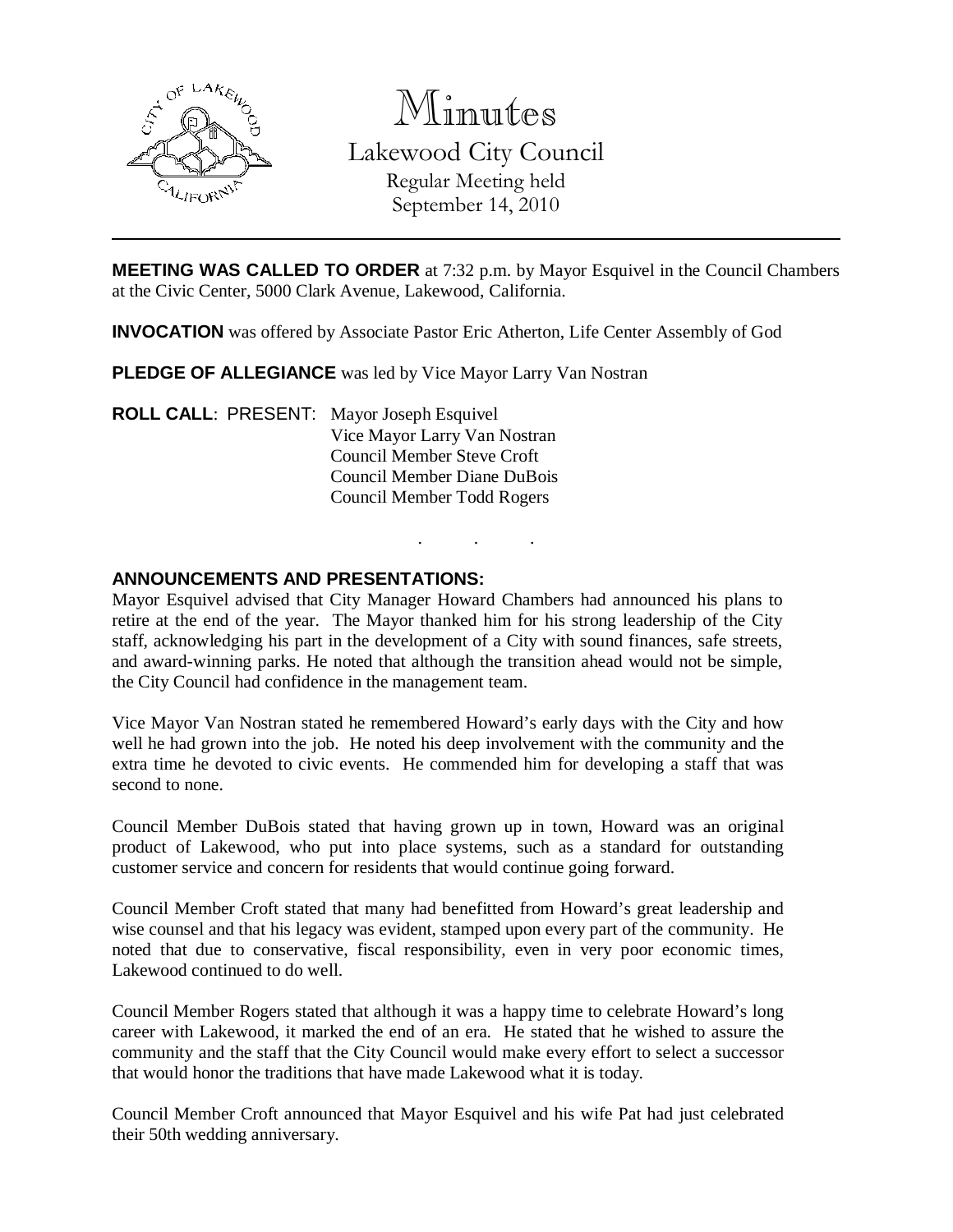# Minutes

Lakewood City Council

Regular Meeting held
September 14, 2010

**MEETING WAS CALLED TO ORDER** at 7:32 p.m. by Mayor Esquivel in the Council Chambers at the Civic Center, 5000 Clark Avenue, Lakewood, California.

**INVOCATION** was offered by Associate Pastor Eric Atherton, Life Center Assembly of God

**PLEDGE OF ALLEGIANCE** was led by Vice Mayor Larry Van Nostran

**ROLL CALL**: PRESENT: Mayor Joseph Esquivel
Vice Mayor Larry Van Nostran
Council Member Steve Croft
Council Member Diane DuBois
Council Member Todd Rogers

. . .

**ANNOUNCEMENTS AND PRESENTATIONS:**

Mayor Esquivel advised that City Manager Howard Chambers had announced his plans to retire at the end of the year. The Mayor thanked him for his strong leadership of the City staff, acknowledging his part in the development of a City with sound finances, safe streets, and award-winning parks. He noted that although the transition ahead would not be simple, the City Council had confidence in the management team.

Vice Mayor Van Nostran stated he remembered Howard's early days with the City and how well he had grown into the job. He noted his deep involvement with the community and the extra time he devoted to civic events. He commended him for developing a staff that was second to none.

Council Member DuBois stated that having grown up in town, Howard was an original product of Lakewood, who put into place systems, such as a standard for outstanding customer service and concern for residents that would continue going forward.

Council Member Croft stated that many had benefitted from Howard's great leadership and wise counsel and that his legacy was evident, stamped upon every part of the community. He noted that due to conservative, fiscal responsibility, even in very poor economic times, Lakewood continued to do well.

Council Member Rogers stated that although it was a happy time to celebrate Howard's long career with Lakewood, it marked the end of an era. He stated that he wished to assure the community and the staff that the City Council would make every effort to select a successor that would honor the traditions that have made Lakewood what it is today.

Council Member Croft announced that Mayor Esquivel and his wife Pat had just celebrated their 50th wedding anniversary.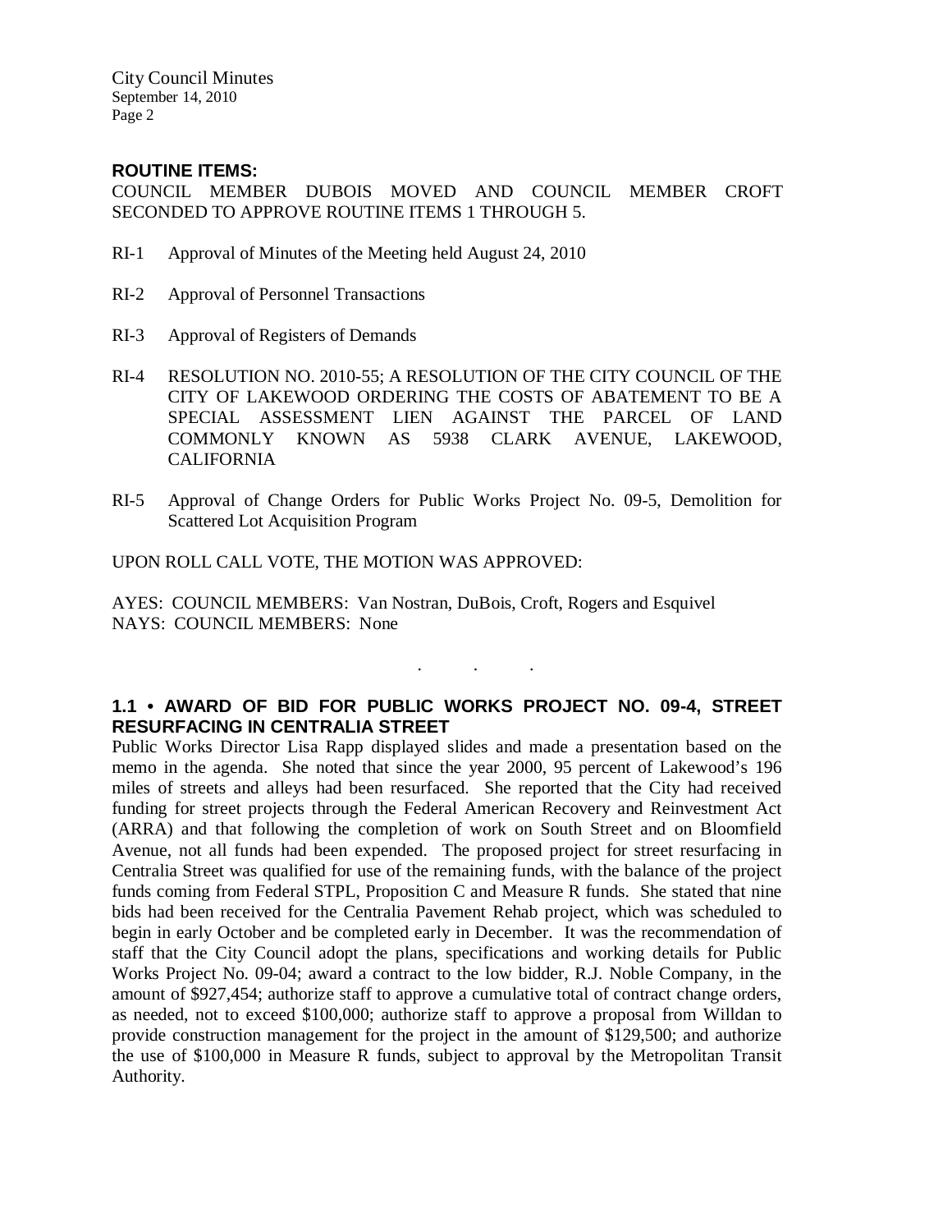**ROUTINE ITEMS:**

COUNCIL MEMBER DUBOIS MOVED AND COUNCIL MEMBER CROFT SECONDED TO APPROVE ROUTINE ITEMS 1 THROUGH 5.

RI-1 Approval of Minutes of the Meeting held August 24, 2010

RI-2 Approval of Personnel Transactions

RI-3 Approval of Registers of Demands

RI-4 RESOLUTION NO. 2010-55; A RESOLUTION OF THE CITY COUNCIL OF THE CITY OF LAKEWOOD ORDERING THE COSTS OF ABATEMENT TO BE A SPECIAL ASSESSMENT LIEN AGAINST THE PARCEL OF LAND COMMONLY KNOWN AS 5938 CLARK AVENUE, LAKEWOOD, CALIFORNIA

RI-5 Approval of Change Orders for Public Works Project No. 09-5, Demolition for Scattered Lot Acquisition Program

UPON ROLL CALL VOTE, THE MOTION WAS APPROVED:

AYES: COUNCIL MEMBERS: Van Nostran, DuBois, Croft, Rogers and Esquivel
NAYS: COUNCIL MEMBERS: None

. . .

**1.1 • AWARD OF BID FOR PUBLIC WORKS PROJECT NO. 09-4, STREET RESURFACING IN CENTRALIA STREET**

Public Works Director Lisa Rapp displayed slides and made a presentation based on the memo in the agenda. She noted that since the year 2000, 95 percent of Lakewood's 196 miles of streets and alleys had been resurfaced. She reported that the City had received funding for street projects through the Federal American Recovery and Reinvestment Act (ARRA) and that following the completion of work on South Street and on Bloomfield Avenue, not all funds had been expended. The proposed project for street resurfacing in Centralia Street was qualified for use of the remaining funds, with the balance of the project funds coming from Federal STPL, Proposition C and Measure R funds. She stated that nine bids had been received for the Centralia Pavement Rehab project, which was scheduled to begin in early October and be completed early in December. It was the recommendation of staff that the City Council adopt the plans, specifications and working details for Public Works Project No. 09-04; award a contract to the low bidder, R.J. Noble Company, in the amount of $927,454; authorize staff to approve a cumulative total of contract change orders, as needed, not to exceed $100,000; authorize staff to approve a proposal from Willdan to provide construction management for the project in the amount of $129,500; and authorize the use of $100,000 in Measure R funds, subject to approval by the Metropolitan Transit Authority.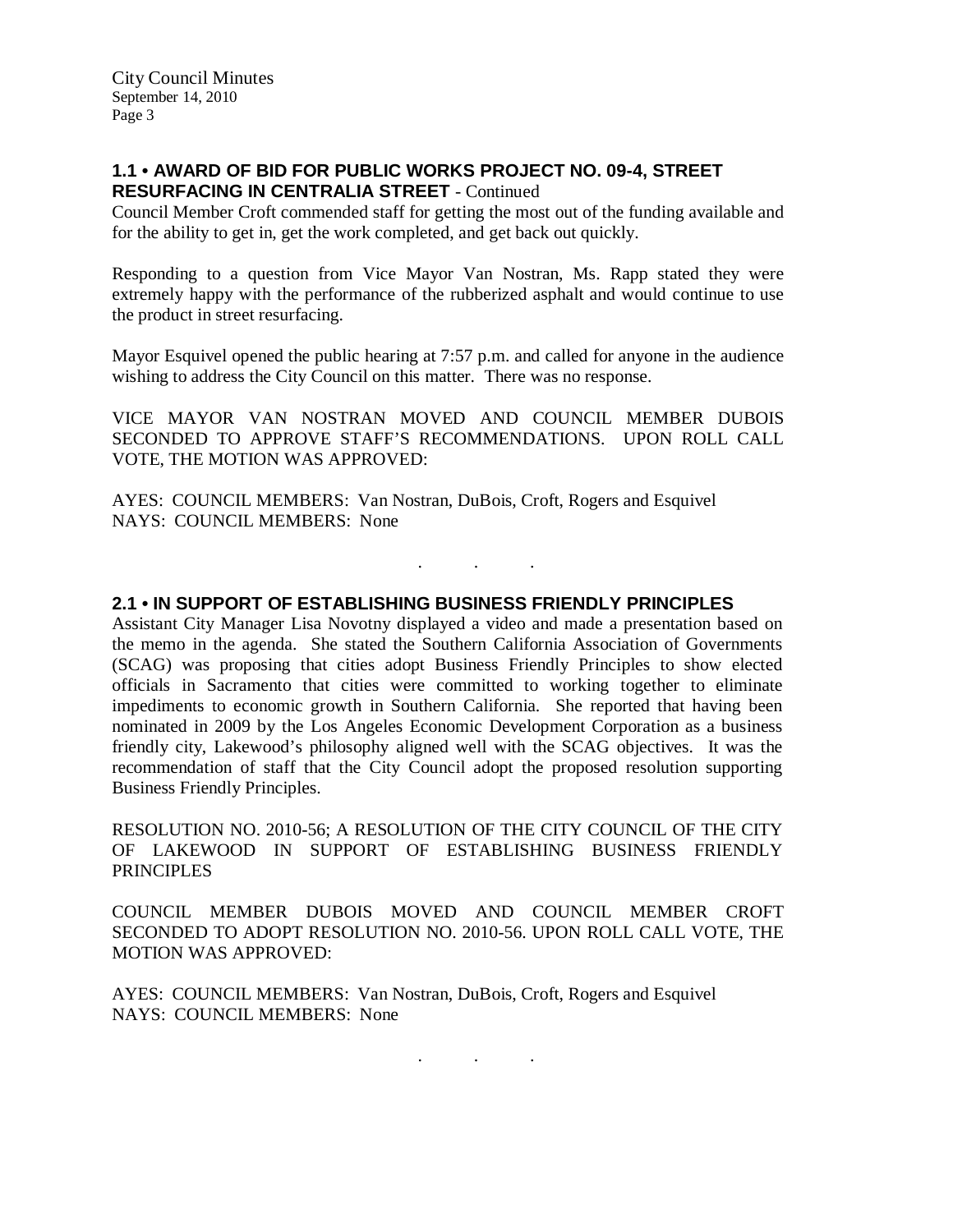## 1.1 • AWARD OF BID FOR PUBLIC WORKS PROJECT NO. 09-4, STREET RESURFACING IN CENTRALIA STREET - Continued

Council Member Croft commended staff for getting the most out of the funding available and for the ability to get in, get the work completed, and get back out quickly.

Responding to a question from Vice Mayor Van Nostran, Ms. Rapp stated they were extremely happy with the performance of the rubberized asphalt and would continue to use the product in street resurfacing.

Mayor Esquivel opened the public hearing at 7:57 p.m. and called for anyone in the audience wishing to address the City Council on this matter. There was no response.

VICE MAYOR VAN NOSTRAN MOVED AND COUNCIL MEMBER DUBOIS SECONDED TO APPROVE STAFF'S RECOMMENDATIONS. UPON ROLL CALL VOTE, THE MOTION WAS APPROVED:

AYES: COUNCIL MEMBERS: Van Nostran, DuBois, Croft, Rogers and Esquivel
NAYS: COUNCIL MEMBERS: None

. . .

## 2.1 • IN SUPPORT OF ESTABLISHING BUSINESS FRIENDLY PRINCIPLES

Assistant City Manager Lisa Novotny displayed a video and made a presentation based on the memo in the agenda. She stated the Southern California Association of Governments (SCAG) was proposing that cities adopt Business Friendly Principles to show elected officials in Sacramento that cities were committed to working together to eliminate impediments to economic growth in Southern California. She reported that having been nominated in 2009 by the Los Angeles Economic Development Corporation as a business friendly city, Lakewood's philosophy aligned well with the SCAG objectives. It was the recommendation of staff that the City Council adopt the proposed resolution supporting Business Friendly Principles.

RESOLUTION NO. 2010-56; A RESOLUTION OF THE CITY COUNCIL OF THE CITY OF LAKEWOOD IN SUPPORT OF ESTABLISHING BUSINESS FRIENDLY PRINCIPLES

COUNCIL MEMBER DUBOIS MOVED AND COUNCIL MEMBER CROFT SECONDED TO ADOPT RESOLUTION NO. 2010-56. UPON ROLL CALL VOTE, THE MOTION WAS APPROVED:

AYES: COUNCIL MEMBERS: Van Nostran, DuBois, Croft, Rogers and Esquivel
NAYS: COUNCIL MEMBERS: None

. . .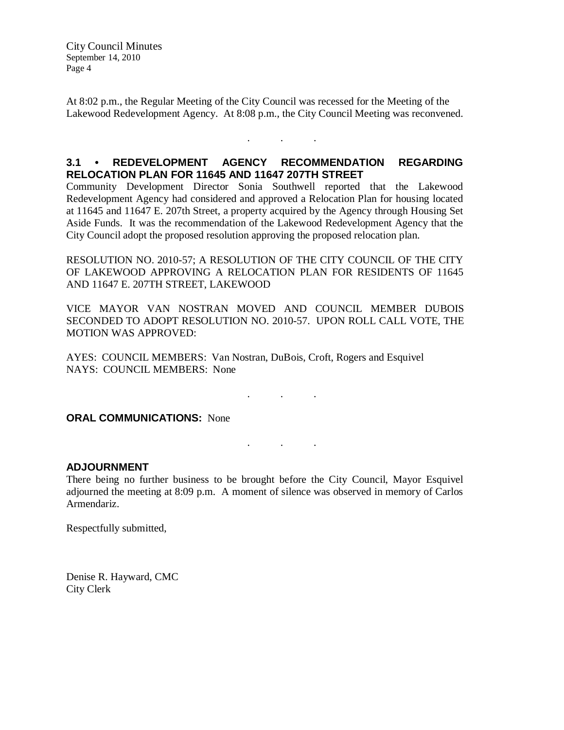At 8:02 p.m., the Regular Meeting of the City Council was recessed for the Meeting of the Lakewood Redevelopment Agency. At 8:08 p.m., the City Council Meeting was reconvened.

. . .

**3.1 • REDEVELOPMENT AGENCY RECOMMENDATION REGARDING RELOCATION PLAN FOR 11645 AND 11647 207TH STREET**

Community Development Director Sonia Southwell reported that the Lakewood Redevelopment Agency had considered and approved a Relocation Plan for housing located at 11645 and 11647 E. 207th Street, a property acquired by the Agency through Housing Set Aside Funds. It was the recommendation of the Lakewood Redevelopment Agency that the City Council adopt the proposed resolution approving the proposed relocation plan.

RESOLUTION NO. 2010-57; A RESOLUTION OF THE CITY COUNCIL OF THE CITY OF LAKEWOOD APPROVING A RELOCATION PLAN FOR RESIDENTS OF 11645 AND 11647 E. 207TH STREET, LAKEWOOD

VICE MAYOR VAN NOSTRAN MOVED AND COUNCIL MEMBER DUBOIS SECONDED TO ADOPT RESOLUTION NO. 2010-57. UPON ROLL CALL VOTE, THE MOTION WAS APPROVED:

AYES: COUNCIL MEMBERS: Van Nostran, DuBois, Croft, Rogers and Esquivel
NAYS: COUNCIL MEMBERS: None

. . .

**ORAL COMMUNICATIONS:** None

. . .

**ADJOURNMENT**

There being no further business to be brought before the City Council, Mayor Esquivel adjourned the meeting at 8:09 p.m. A moment of silence was observed in memory of Carlos Armendariz.

Respectfully submitted,

Denise R. Hayward, CMC
City Clerk